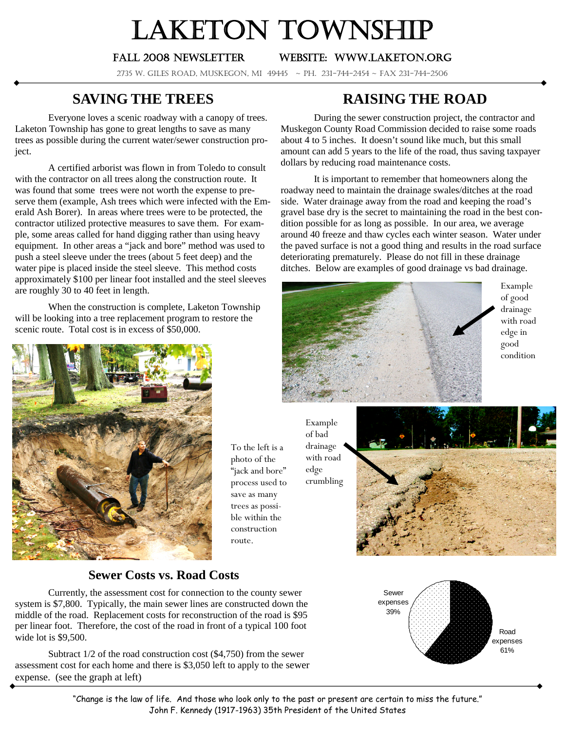# LAKETON TOWNSHIP

FALL 2008 NEWSLETTER        WEBSITE: WWW.LAKETON.ORG

2735 W. GILES ROAD, MUSKEGON, MI 49445 ~ PH. 231-744-2454 ~ FAX 231-744-2506

## SAVING THE TREES

Everyone loves a scenic roadway with a canopy of trees. Laketon Township has gone to great lengths to save as many trees as possible during the current water/sewer construction project.

A certified arborist was flown in from Toledo to consult with the contractor on all trees along the construction route. It was found that some trees were not worth the expense to preserve them (example, Ash trees which were infected with the Emerald Ash Borer). In areas where trees were to be protected, the contractor utilized protective measures to save them. For example, some areas called for hand digging rather than using heavy equipment. In other areas a "jack and bore" method was used to push a steel sleeve under the trees (about 5 feet deep) and the water pipe is placed inside the steel sleeve. This method costs approximately $100 per linear foot installed and the steel sleeves are roughly 30 to 40 feet in length.

When the construction is complete, Laketon Township will be looking into a tree replacement program to restore the scenic route. Total cost is in excess of $50,000.

To the left is a photo of the "jack and bore" process used to save as many trees as possible within the construction route.

## RAISING THE ROAD

During the sewer construction project, the contractor and Muskegon County Road Commission decided to raise some roads about 4 to 5 inches. It doesn't sound like much, but this small amount can add 5 years to the life of the road, thus saving taxpayer dollars by reducing road maintenance costs.

It is important to remember that homeowners along the roadway need to maintain the drainage swales/ditches at the road side. Water drainage away from the road and keeping the road's gravel base dry is the secret to maintaining the road in the best condition possible for as long as possible. In our area, we average around 40 freeze and thaw cycles each winter season. Water under the paved surface is not a good thing and results in the road surface deteriorating prematurely. Please do not fill in these drainage ditches. Below are examples of good drainage vs bad drainage.

Example of good drainage with road edge in good condition

Example of bad drainage with road edge crumbling

### Sewer Costs vs. Road Costs

Currently, the assessment cost for connection to the county sewer system is $7,800. Typically, the main sewer lines are constructed down the middle of the road. Replacement costs for reconstruction of the road is $95 per linear foot. Therefore, the cost of the road in front of a typical 100 foot wide lot is $9,500.

Subtract 1/2 of the road construction cost ($4,750) from the sewer assessment cost for each home and there is $3,050 left to apply to the sewer expense. (see the graph at left)

Sewer expenses 39%

Road expenses 61%

"Change is the law of life. And those who look only to the past or present are certain to miss the future."
John F. Kennedy (1917-1963) 35th President of the United States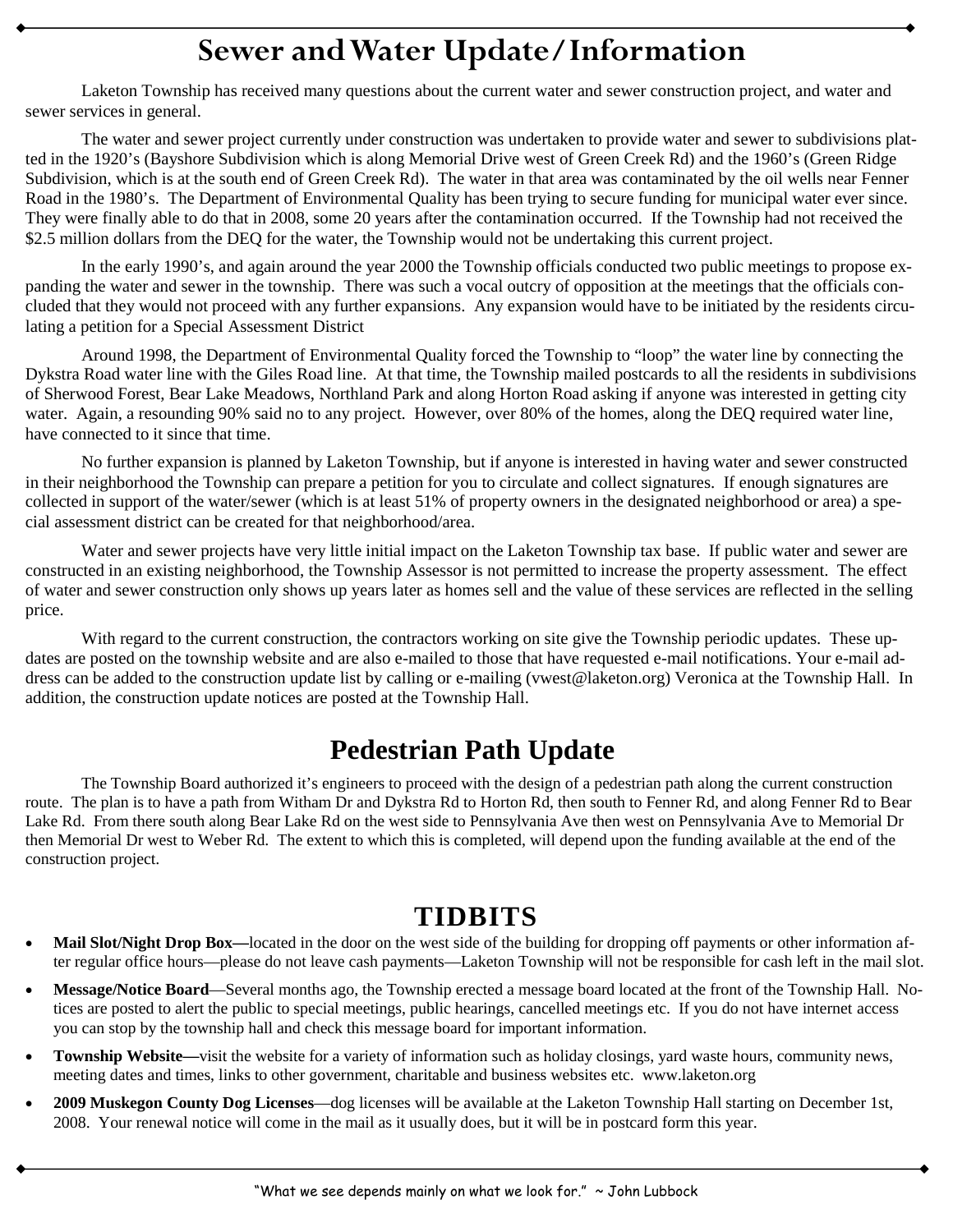# Sewer and Water Update/Information

Laketon Township has received many questions about the current water and sewer construction project, and water and sewer services in general.

The water and sewer project currently under construction was undertaken to provide water and sewer to subdivisions platted in the 1920's (Bayshore Subdivision which is along Memorial Drive west of Green Creek Rd) and the 1960's (Green Ridge Subdivision, which is at the south end of Green Creek Rd). The water in that area was contaminated by the oil wells near Fenner Road in the 1980's. The Department of Environmental Quality has been trying to secure funding for municipal water ever since. They were finally able to do that in 2008, some 20 years after the contamination occurred. If the Township had not received the $2.5 million dollars from the DEQ for the water, the Township would not be undertaking this current project.

In the early 1990's, and again around the year 2000 the Township officials conducted two public meetings to propose expanding the water and sewer in the township. There was such a vocal outcry of opposition at the meetings that the officials concluded that they would not proceed with any further expansions. Any expansion would have to be initiated by the residents circulating a petition for a Special Assessment District

Around 1998, the Department of Environmental Quality forced the Township to "loop" the water line by connecting the Dykstra Road water line with the Giles Road line. At that time, the Township mailed postcards to all the residents in subdivisions of Sherwood Forest, Bear Lake Meadows, Northland Park and along Horton Road asking if anyone was interested in getting city water. Again, a resounding 90% said no to any project. However, over 80% of the homes, along the DEQ required water line, have connected to it since that time.

No further expansion is planned by Laketon Township, but if anyone is interested in having water and sewer constructed in their neighborhood the Township can prepare a petition for you to circulate and collect signatures. If enough signatures are collected in support of the water/sewer (which is at least 51% of property owners in the designated neighborhood or area) a special assessment district can be created for that neighborhood/area.

Water and sewer projects have very little initial impact on the Laketon Township tax base. If public water and sewer are constructed in an existing neighborhood, the Township Assessor is not permitted to increase the property assessment. The effect of water and sewer construction only shows up years later as homes sell and the value of these services are reflected in the selling price.

With regard to the current construction, the contractors working on site give the Township periodic updates. These updates are posted on the township website and are also e-mailed to those that have requested e-mail notifications. Your e-mail address can be added to the construction update list by calling or e-mailing (vwest@laketon.org) Veronica at the Township Hall. In addition, the construction update notices are posted at the Township Hall.

# Pedestrian Path Update

The Township Board authorized it's engineers to proceed with the design of a pedestrian path along the current construction route. The plan is to have a path from Witham Dr and Dykstra Rd to Horton Rd, then south to Fenner Rd, and along Fenner Rd to Bear Lake Rd. From there south along Bear Lake Rd on the west side to Pennsylvania Ave then west on Pennsylvania Ave to Memorial Dr then Memorial Dr west to Weber Rd. The extent to which this is completed, will depend upon the funding available at the end of the construction project.

# TIDBITS

- **Mail Slot/Night Drop Box—**located in the door on the west side of the building for dropping off payments or other information after regular office hours—please do not leave cash payments—Laketon Township will not be responsible for cash left in the mail slot.
- **Message/Notice Board**—Several months ago, the Township erected a message board located at the front of the Township Hall. Notices are posted to alert the public to special meetings, public hearings, cancelled meetings etc. If you do not have internet access you can stop by the township hall and check this message board for important information.
- **Township Website—**visit the website for a variety of information such as holiday closings, yard waste hours, community news, meeting dates and times, links to other government, charitable and business websites etc. www.laketon.org
- **2009 Muskegon County Dog Licenses**—dog licenses will be available at the Laketon Township Hall starting on December 1st, 2008. Your renewal notice will come in the mail as it usually does, but it will be in postcard form this year.

"What we see depends mainly on what we look for." ~ John Lubbock